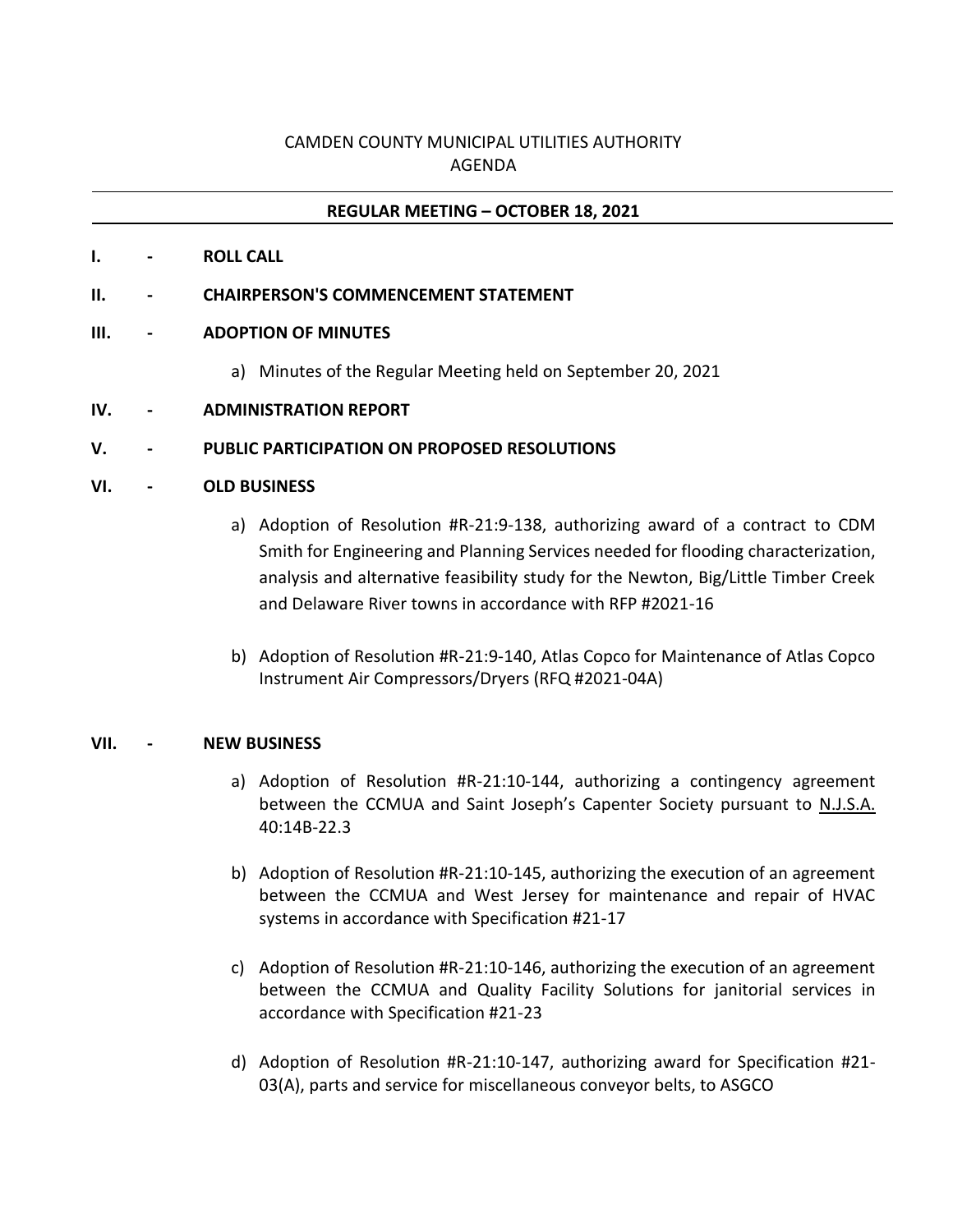CAMDEN COUNTY MUNICIPAL UTILITIES AUTHORITY
AGENDA

---

**REGULAR MEETING – OCTOBER 18, 2021**

---

**I. - ROLL CALL**

**II. - CHAIRPERSON'S COMMENCEMENT STATEMENT**

**III. - ADOPTION OF MINUTES**

a) Minutes of the Regular Meeting held on September 20, 2021

**IV. - ADMINISTRATION REPORT**

**V. - PUBLIC PARTICIPATION ON PROPOSED RESOLUTIONS**

**VI. - OLD BUSINESS**

a) Adoption of Resolution #R-21:9-138, authorizing award of a contract to CDM Smith for Engineering and Planning Services needed for flooding characterization, analysis and alternative feasibility study for the Newton, Big/Little Timber Creek and Delaware River towns in accordance with RFP #2021-16

b) Adoption of Resolution #R-21:9-140, Atlas Copco for Maintenance of Atlas Copco Instrument Air Compressors/Dryers (RFQ #2021-04A)

**VII. - NEW BUSINESS**

a) Adoption of Resolution #R-21:10-144, authorizing a contingency agreement between the CCMUA and Saint Joseph's Capenter Society pursuant to N.J.S.A. 40:14B-22.3

b) Adoption of Resolution #R-21:10-145, authorizing the execution of an agreement between the CCMUA and West Jersey for maintenance and repair of HVAC systems in accordance with Specification #21-17

c) Adoption of Resolution #R-21:10-146, authorizing the execution of an agreement between the CCMUA and Quality Facility Solutions for janitorial services in accordance with Specification #21-23

d) Adoption of Resolution #R-21:10-147, authorizing award for Specification #21-03(A), parts and service for miscellaneous conveyor belts, to ASGCO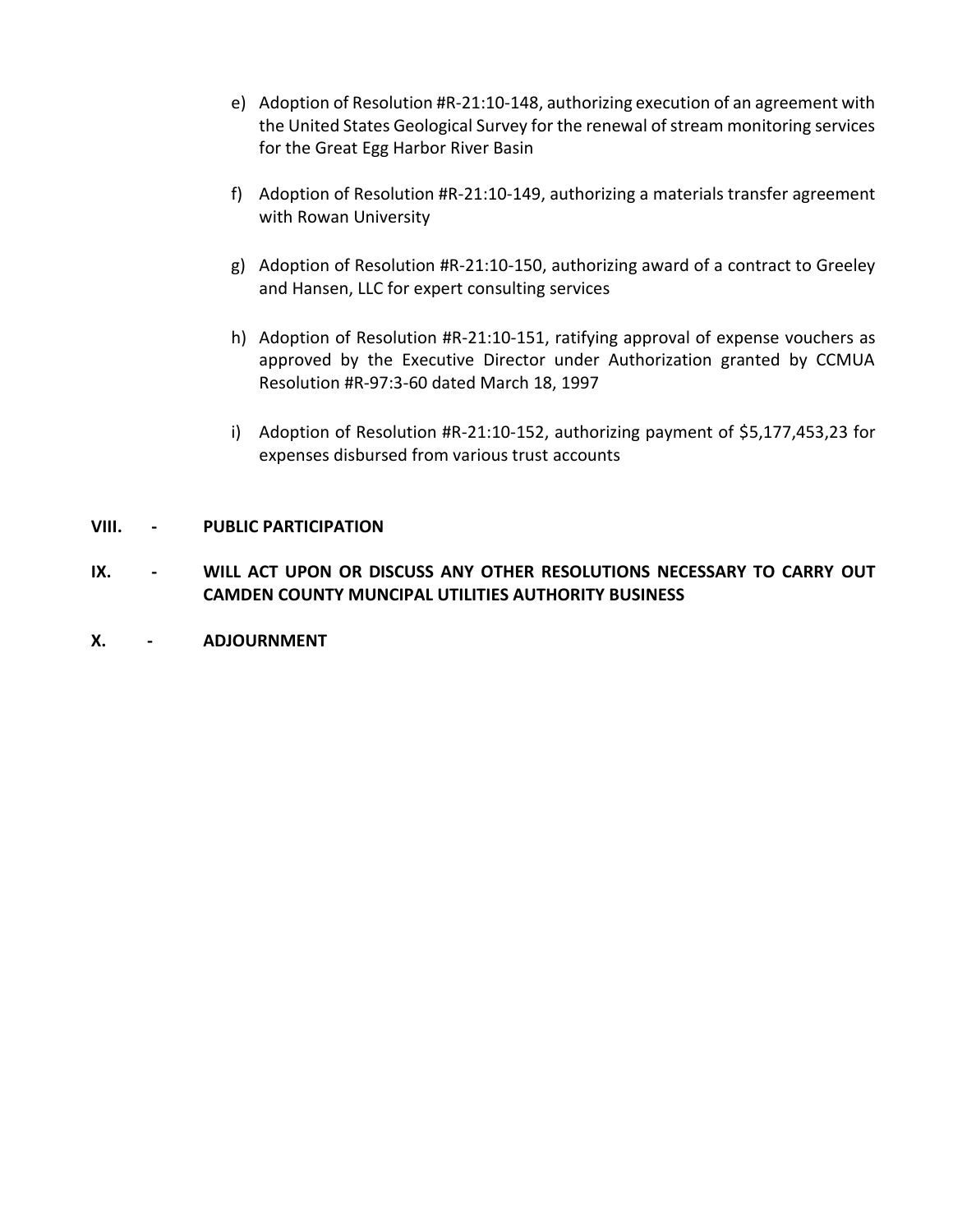e) Adoption of Resolution #R-21:10-148, authorizing execution of an agreement with the United States Geological Survey for the renewal of stream monitoring services for the Great Egg Harbor River Basin

f) Adoption of Resolution #R-21:10-149, authorizing a materials transfer agreement with Rowan University

g) Adoption of Resolution #R-21:10-150, authorizing award of a contract to Greeley and Hansen, LLC for expert consulting services

h) Adoption of Resolution #R-21:10-151, ratifying approval of expense vouchers as approved by the Executive Director under Authorization granted by CCMUA Resolution #R-97:3-60 dated March 18, 1997

i) Adoption of Resolution #R-21:10-152, authorizing payment of $5,177,453,23 for expenses disbursed from various trust accounts

**VIII. - PUBLIC PARTICIPATION**

**IX. - WILL ACT UPON OR DISCUSS ANY OTHER RESOLUTIONS NECESSARY TO CARRY OUT CAMDEN COUNTY MUNCIPAL UTILITIES AUTHORITY BUSINESS**

**X. - ADJOURNMENT**